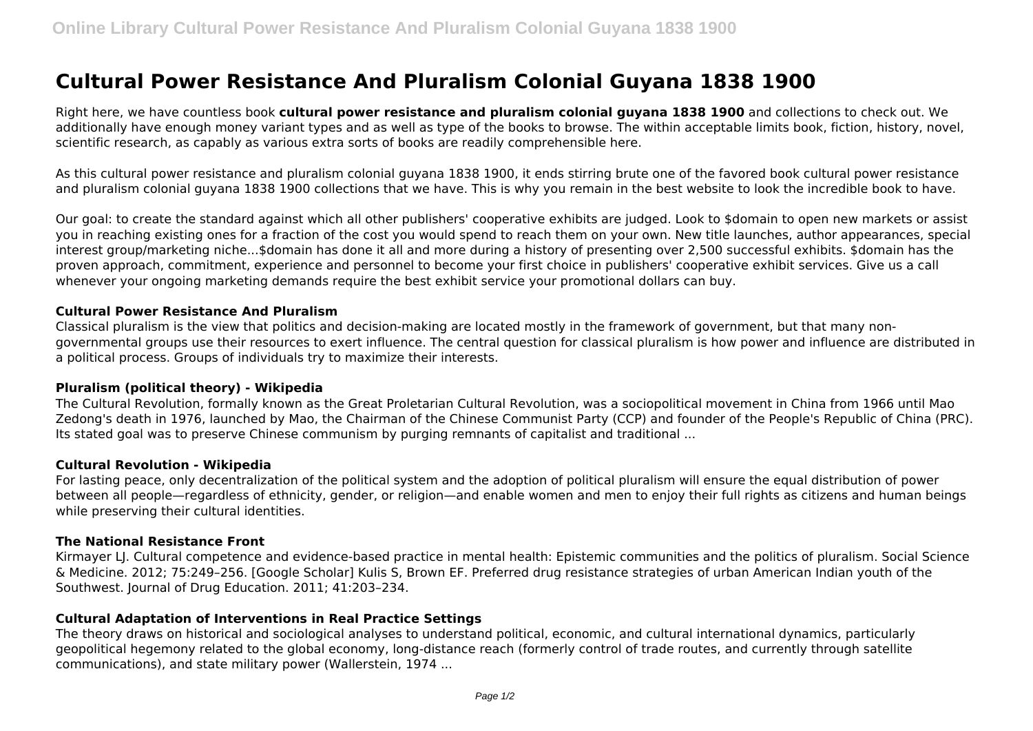# Cultural Power Resistance And Pluralism Colonial Guyana 1838 1900

Right here, we have countless book **cultural power resistance and pluralism colonial guyana 1838 1900** and collections to check out. We additionally have enough money variant types and as well as type of the books to browse. The within acceptable limits book, fiction, history, novel, scientific research, as capably as various extra sorts of books are readily comprehensible here.

As this cultural power resistance and pluralism colonial guyana 1838 1900, it ends stirring brute one of the favored book cultural power resistance and pluralism colonial guyana 1838 1900 collections that we have. This is why you remain in the best website to look the incredible book to have.

Our goal: to create the standard against which all other publishers' cooperative exhibits are judged. Look to $domain to open new markets or assist you in reaching existing ones for a fraction of the cost you would spend to reach them on your own. New title launches, author appearances, special interest group/marketing niche...$domain has done it all and more during a history of presenting over 2,500 successful exhibits. $domain has the proven approach, commitment, experience and personnel to become your first choice in publishers' cooperative exhibit services. Give us a call whenever your ongoing marketing demands require the best exhibit service your promotional dollars can buy.

### Cultural Power Resistance And Pluralism

Classical pluralism is the view that politics and decision-making are located mostly in the framework of government, but that many non-governmental groups use their resources to exert influence. The central question for classical pluralism is how power and influence are distributed in a political process. Groups of individuals try to maximize their interests.

### Pluralism (political theory) - Wikipedia

The Cultural Revolution, formally known as the Great Proletarian Cultural Revolution, was a sociopolitical movement in China from 1966 until Mao Zedong's death in 1976, launched by Mao, the Chairman of the Chinese Communist Party (CCP) and founder of the People's Republic of China (PRC). Its stated goal was to preserve Chinese communism by purging remnants of capitalist and traditional ...

### Cultural Revolution - Wikipedia

For lasting peace, only decentralization of the political system and the adoption of political pluralism will ensure the equal distribution of power between all people—regardless of ethnicity, gender, or religion—and enable women and men to enjoy their full rights as citizens and human beings while preserving their cultural identities.

### The National Resistance Front

Kirmayer LJ. Cultural competence and evidence-based practice in mental health: Epistemic communities and the politics of pluralism. Social Science & Medicine. 2012; 75:249–256. [Google Scholar] Kulis S, Brown EF. Preferred drug resistance strategies of urban American Indian youth of the Southwest. Journal of Drug Education. 2011; 41:203–234.

### Cultural Adaptation of Interventions in Real Practice Settings

The theory draws on historical and sociological analyses to understand political, economic, and cultural international dynamics, particularly geopolitical hegemony related to the global economy, long-distance reach (formerly control of trade routes, and currently through satellite communications), and state military power (Wallerstein, 1974 ...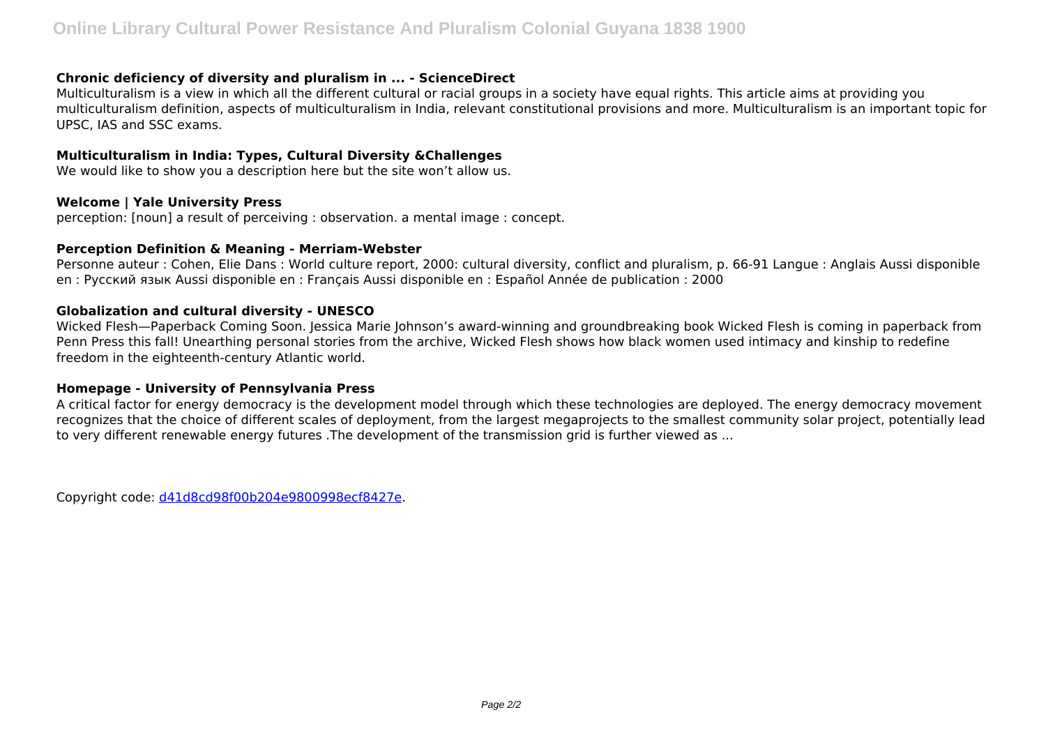**Chronic deficiency of diversity and pluralism in ... - ScienceDirect**

Multiculturalism is a view in which all the different cultural or racial groups in a society have equal rights. This article aims at providing you multiculturalism definition, aspects of multiculturalism in India, relevant constitutional provisions and more. Multiculturalism is an important topic for UPSC, IAS and SSC exams.

**Multiculturalism in India: Types, Cultural Diversity &Challenges**

We would like to show you a description here but the site won't allow us.

**Welcome | Yale University Press**

perception: [noun] a result of perceiving : observation. a mental image : concept.

**Perception Definition & Meaning - Merriam-Webster**

Personne auteur : Cohen, Elie Dans : World culture report, 2000: cultural diversity, conflict and pluralism, p. 66-91 Langue : Anglais Aussi disponible en : Русский язык Aussi disponible en : Français Aussi disponible en : Español Année de publication : 2000

**Globalization and cultural diversity - UNESCO**

Wicked Flesh—Paperback Coming Soon. Jessica Marie Johnson's award-winning and groundbreaking book Wicked Flesh is coming in paperback from Penn Press this fall! Unearthing personal stories from the archive, Wicked Flesh shows how black women used intimacy and kinship to redefine freedom in the eighteenth-century Atlantic world.

**Homepage - University of Pennsylvania Press**

A critical factor for energy democracy is the development model through which these technologies are deployed. The energy democracy movement recognizes that the choice of different scales of deployment, from the largest megaprojects to the smallest community solar project, potentially lead to very different renewable energy futures .The development of the transmission grid is further viewed as ...

Copyright code: d41d8cd98f00b204e9800998ecf8427e.